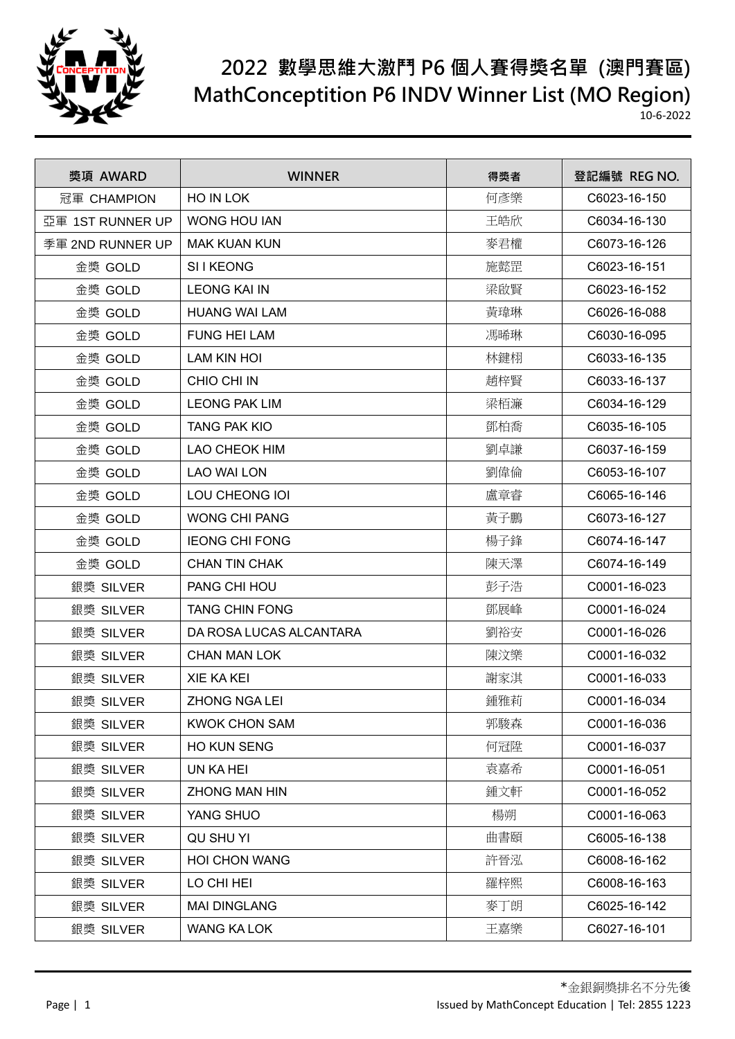# 2022 數學思維大激鬥 P6 個人賽得獎名單 (澳門賽區)
# MathConceptition P6 INDV Winner List (MO Region)

10-6-2022

| 獎項 AWARD | WINNER | 得獎者 | 登記編號 REG NO. |
|---|---|---|---|
| 冠軍 CHAMPION | HO IN LOK | 何彥樂 | C6023-16-150 |
| 亞軍 1ST RUNNER UP | WONG HOU IAN | 王皓欣 | C6034-16-130 |
| 季軍 2ND RUNNER UP | MAK KUAN KUN | 麥君權 | C6073-16-126 |
| 金獎 GOLD | SI I KEONG | 施懿罡 | C6023-16-151 |
| 金獎 GOLD | LEONG KAI IN | 梁啟賢 | C6023-16-152 |
| 金獎 GOLD | HUANG WAI LAM | 黃瑋琳 | C6026-16-088 |
| 金獎 GOLD | FUNG HEI LAM | 馮晞琳 | C6030-16-095 |
| 金獎 GOLD | LAM KIN HOI | 林鍵栩 | C6033-16-135 |
| 金獎 GOLD | CHIO CHI IN | 趙梓賢 | C6033-16-137 |
| 金獎 GOLD | LEONG PAK LIM | 梁栢濂 | C6034-16-129 |
| 金獎 GOLD | TANG PAK KIO | 鄧柏喬 | C6035-16-105 |
| 金獎 GOLD | LAO CHEOK HIM | 劉卓謙 | C6037-16-159 |
| 金獎 GOLD | LAO WAI LON | 劉偉倫 | C6053-16-107 |
| 金獎 GOLD | LOU CHEONG IOI | 盧章睿 | C6065-16-146 |
| 金獎 GOLD | WONG CHI PANG | 黃子鵬 | C6073-16-127 |
| 金獎 GOLD | IEONG CHI FONG | 楊子鋒 | C6074-16-147 |
| 金獎 GOLD | CHAN TIN CHAK | 陳天澤 | C6074-16-149 |
| 銀獎 SILVER | PANG CHI HOU | 彭子浩 | C0001-16-023 |
| 銀獎 SILVER | TANG CHIN FONG | 鄧展峰 | C0001-16-024 |
| 銀獎 SILVER | DA ROSA LUCAS ALCANTARA | 劉裕安 | C0001-16-026 |
| 銀獎 SILVER | CHAN MAN LOK | 陳汶樂 | C0001-16-032 |
| 銀獎 SILVER | XIE KA KEI | 謝家淇 | C0001-16-033 |
| 銀獎 SILVER | ZHONG NGA LEI | 鍾雅莉 | C0001-16-034 |
| 銀獎 SILVER | KWOK CHON SAM | 郭駿森 | C0001-16-036 |
| 銀獎 SILVER | HO KUN SENG | 何冠陞 | C0001-16-037 |
| 銀獎 SILVER | UN KA HEI | 袁嘉希 | C0001-16-051 |
| 銀獎 SILVER | ZHONG MAN HIN | 鍾文軒 | C0001-16-052 |
| 銀獎 SILVER | YANG SHUO | 楊朔 | C0001-16-063 |
| 銀獎 SILVER | QU SHU YI | 曲書頤 | C6005-16-138 |
| 銀獎 SILVER | HOI CHON WANG | 許晉泓 | C6008-16-162 |
| 銀獎 SILVER | LO CHI HEI | 羅梓熙 | C6008-16-163 |
| 銀獎 SILVER | MAI DINGLANG | 麥丁朗 | C6025-16-142 |
| 銀獎 SILVER | WANG KA LOK | 王嘉樂 | C6027-16-101 |

*金銀銅獎排名不分先後

Issued by MathConcept Education | Tel: 2855 1223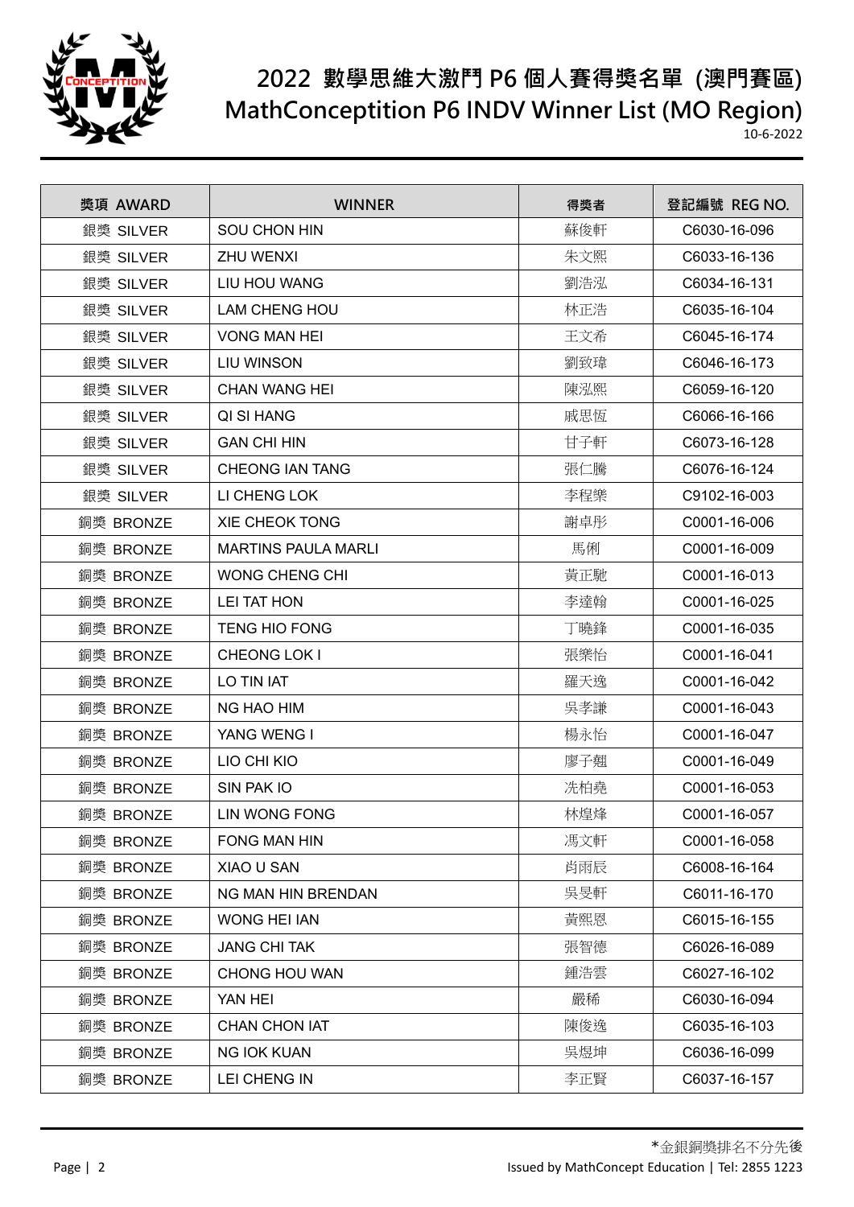# 2022 數學思維大激鬥 P6 個人賽得獎名單 (澳門賽區)

# MathConception P6 INDV Winner List (MO Region)

10-6-2022

| 獎項 AWARD | WINNER | 得獎者 | 登記編號 REG NO. |
|---|---|---|---|
| 銀獎 SILVER | SOU CHON HIN | 蘇俊軒 | C6030-16-096 |
| 銀獎 SILVER | ZHU WENXI | 朱文熙 | C6033-16-136 |
| 銀獎 SILVER | LIU HOU WANG | 劉浩泓 | C6034-16-131 |
| 銀獎 SILVER | LAM CHENG HOU | 林正浩 | C6035-16-104 |
| 銀獎 SILVER | VONG MAN HEI | 王文希 | C6045-16-174 |
| 銀獎 SILVER | LIU WINSON | 劉致瑋 | C6046-16-173 |
| 銀獎 SILVER | CHAN WANG HEI | 陳泓熙 | C6059-16-120 |
| 銀獎 SILVER | QI SI HANG | 戚思恆 | C6066-16-166 |
| 銀獎 SILVER | GAN CHI HIN | 甘子軒 | C6073-16-128 |
| 銀獎 SILVER | CHEONG IAN TANG | 張仁騰 | C6076-16-124 |
| 銀獎 SILVER | LI CHENG LOK | 李程樂 | C9102-16-003 |
| 銅獎 BRONZE | XIE CHEOK TONG | 謝卓彤 | C0001-16-006 |
| 銅獎 BRONZE | MARTINS PAULA MARLI | 馬俐 | C0001-16-009 |
| 銅獎 BRONZE | WONG CHENG CHI | 黃正馳 | C0001-16-013 |
| 銅獎 BRONZE | LEI TAT HON | 李達翰 | C0001-16-025 |
| 銅獎 BRONZE | TENG HIO FONG | 丁曉鋒 | C0001-16-035 |
| 銅獎 BRONZE | CHEONG LOK I | 張樂怡 | C0001-16-041 |
| 銅獎 BRONZE | LO TIN IAT | 羅天逸 | C0001-16-042 |
| 銅獎 BRONZE | NG HAO HIM | 吳孝謙 | C0001-16-043 |
| 銅獎 BRONZE | YANG WENG I | 楊永怡 | C0001-16-047 |
| 銅獎 BRONZE | LIO CHI KIO | 廖子翹 | C0001-16-049 |
| 銅獎 BRONZE | SIN PAK IO | 冼柏堯 | C0001-16-053 |
| 銅獎 BRONZE | LIN WONG FONG | 林煌烽 | C0001-16-057 |
| 銅獎 BRONZE | FONG MAN HIN | 馮文軒 | C0001-16-058 |
| 銅獎 BRONZE | XIAO U SAN | 肖雨辰 | C6008-16-164 |
| 銅獎 BRONZE | NG MAN HIN BRENDAN | 吳旻軒 | C6011-16-170 |
| 銅獎 BRONZE | WONG HEI IAN | 黃熙恩 | C6015-16-155 |
| 銅獎 BRONZE | JANG CHI TAK | 張智德 | C6026-16-089 |
| 銅獎 BRONZE | CHONG HOU WAN | 鍾浩雲 | C6027-16-102 |
| 銅獎 BRONZE | YAN HEI | 嚴稀 | C6030-16-094 |
| 銅獎 BRONZE | CHAN CHON IAT | 陳俊逸 | C6035-16-103 |
| 銅獎 BRONZE | NG IOK KUAN | 吳煜坤 | C6036-16-099 |
| 銅獎 BRONZE | LEI CHENG IN | 李正賢 | C6037-16-157 |

*金銀銅獎排名不分先後

Issued by MathConcept Education | Tel: 2855 1223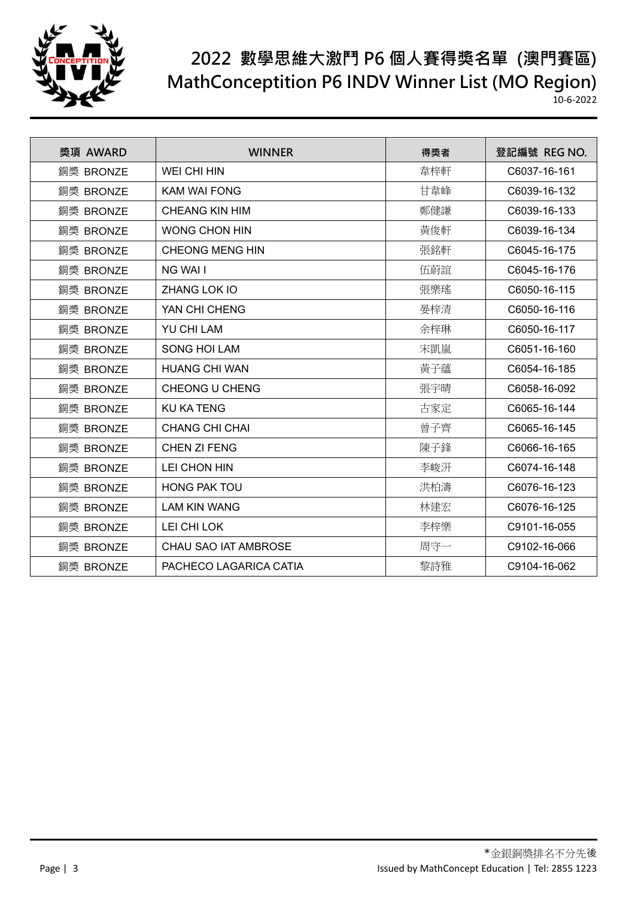# 2022 數學思維大激鬥 P6 個人賽得獎名單 (澳門賽區)
# MathConceptition P6 INDV Winner List (MO Region)

10-6-2022

| 獎項 AWARD | WINNER | 得獎者 | 登記編號 REG NO. |
|---|---|---|---|
| 銅獎 BRONZE | WEI CHI HIN | 韋梓軒 | C6037-16-161 |
| 銅獎 BRONZE | KAM WAI FONG | 甘韋峰 | C6039-16-132 |
| 銅獎 BRONZE | CHEANG KIN HIM | 鄭健謙 | C6039-16-133 |
| 銅獎 BRONZE | WONG CHON HIN | 黃俊軒 | C6039-16-134 |
| 銅獎 BRONZE | CHEONG MENG HIN | 張銘軒 | C6045-16-175 |
| 銅獎 BRONZE | NG WAI I | 伍蔚誼 | C6045-16-176 |
| 銅獎 BRONZE | ZHANG LOK IO | 張樂瑤 | C6050-16-115 |
| 銅獎 BRONZE | YAN CHI CHENG | 晏梓清 | C6050-16-116 |
| 銅獎 BRONZE | YU CHI LAM | 余梓琳 | C6050-16-117 |
| 銅獎 BRONZE | SONG HOI LAM | 宋凱嵐 | C6051-16-160 |
| 銅獎 BRONZE | HUANG CHI WAN | 黃子蘊 | C6054-16-185 |
| 銅獎 BRONZE | CHEONG U CHENG | 張宇晴 | C6058-16-092 |
| 銅獎 BRONZE | KU KA TENG | 古家定 | C6065-16-144 |
| 銅獎 BRONZE | CHANG CHI CHAI | 曾子齊 | C6065-16-145 |
| 銅獎 BRONZE | CHEN ZI FENG | 陳子鋒 | C6066-16-165 |
| 銅獎 BRONZE | LEI CHON HIN | 李峻汧 | C6074-16-148 |
| 銅獎 BRONZE | HONG PAK TOU | 洪柏濤 | C6076-16-123 |
| 銅獎 BRONZE | LAM KIN WANG | 林建宏 | C6076-16-125 |
| 銅獎 BRONZE | LEI CHI LOK | 李梓樂 | C9101-16-055 |
| 銅獎 BRONZE | CHAU SAO IAT AMBROSE | 周守一 | C9102-16-066 |
| 銅獎 BRONZE | PACHECO LAGARICA CATIA | 黎詩雅 | C9104-16-062 |

*金銀銅獎排名不分先後

Issued by MathConcept Education | Tel: 2855 1223